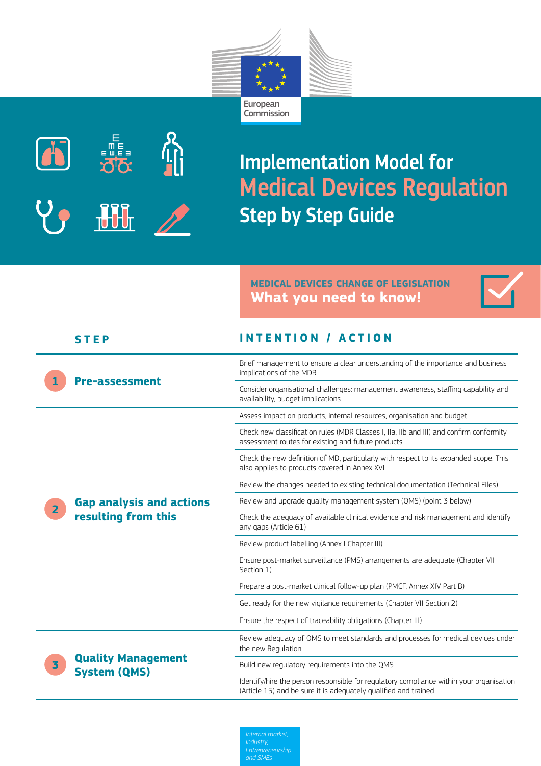European Commission

# Implementation Model for Medical Devices Regulation

## Step by Step Guide

**MEDICAL DEVICES CHANGE OF LEGISLATION**
**What you need to know!**

| STEP | INTENTION / ACTION |
| --- | --- |
| **1 Pre-assessment** | Brief management to ensure a clear understanding of the importance and business implications of the MDR |
| | Consider organisational challenges: management awareness, staffing capability and availability, budget implications |
| **2 Gap analysis and actions resulting from this** | Assess impact on products, internal resources, organisation and budget |
| | Check new classification rules (MDR Classes I, IIa, IIb and III) and confirm conformity assessment routes for existing and future products |
| | Check the new definition of MD, particularly with respect to its expanded scope. This also applies to products covered in Annex XVI |
| | Review the changes needed to existing technical documentation (Technical Files) |
| | Review and upgrade quality management system (QMS) (point 3 below) |
| | Check the adequacy of available clinical evidence and risk management and identify any gaps (Article 61) |
| | Review product labelling (Annex I Chapter III) |
| | Ensure post-market surveillance (PMS) arrangements are adequate (Chapter VII Section 1) |
| | Prepare a post-market clinical follow-up plan (PMCF, Annex XIV Part B) |
| | Get ready for the new vigilance requirements (Chapter VII Section 2) |
| | Ensure the respect of traceability obligations (Chapter III) |
| **3 Quality Management System (QMS)** | Review adequacy of QMS to meet standards and processes for medical devices under the new Regulation |
| | Build new regulatory requirements into the QMS |
| | Identify/hire the person responsible for regulatory compliance within your organisation (Article 15) and be sure it is adequately qualified and trained |

*Internal market, Industry, Entrepreneurship and SMEs*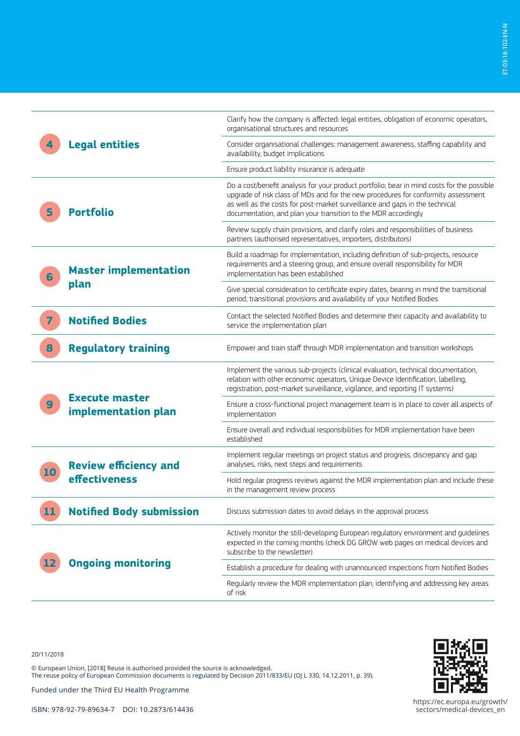| | | |
|---|---|---|
| 4 | **Legal entities** | Clarify how the company is affected: legal entities, obligation of economic operators, organisational structures and resources |
| | | Consider organisational challenges: management awareness, staffing capability and availability, budget implications |
| | | Ensure product liability insurance is adequate |
| 5 | **Portfolio** | Do a cost/benefit analysis for your product portfolio; bear in mind costs for the possible upgrade of risk class of MDs and for the new procedures for conformity assessment as well as the costs for post-market surveillance and gaps in the technical documentation, and plan your transition to the MDR accordingly |
| | | Review supply chain provisions, and clarify roles and responsibilities of business partners (authorised representatives, importers, distributors) |
| 6 | **Master implementation plan** | Build a roadmap for implementation, including definition of sub-projects, resource requirements and a steering group, and ensure overall responsibility for MDR implementation has been established |
| | | Give special consideration to certificate expiry dates, bearing in mind the transitional period, transitional provisions and availability of your Notified Bodies |
| 7 | **Notified Bodies** | Contact the selected Notified Bodies and determine their capacity and availability to service the implementation plan |
| 8 | **Regulatory training** | Empower and train staff through MDR implementation and transition workshops |
| 9 | **Execute master implementation plan** | Implement the various sub-projects (clinical evaluation, technical documentation, relation with other economic operators, Unique Device Identification, labelling, registration, post-market surveillance, vigilance, and reporting IT systems) |
| | | Ensure a cross-functional project management team is in place to cover all aspects of implementation |
| | | Ensure overall and individual responsibilities for MDR implementation have been established |
| 10 | **Review efficiency and effectiveness** | Implement regular meetings on project status and progress, discrepancy and gap analyses, risks, next steps and requirements |
| | | Hold regular progress reviews against the MDR implementation plan and include these in the management review process |
| 11 | **Notified Body submission** | Discuss submission dates to avoid delays in the approval process |
| 12 | **Ongoing monitoring** | Actively monitor the still-developing European regulatory environment and guidelines expected in the coming months (check DG GROW web pages on medical devices and subscribe to the newsletter) |
| | | Establish a procedure for dealing with unannounced inspections from Notified Bodies |
| | | Regularly review the MDR implementation plan, identifying and addressing key areas of risk |

20/11/2018

© European Union, [2018] Reuse is authorised provided the source is acknowledged.
The reuse policy of European Commission documents is regulated by Decision 2011/833/EU (OJ L 330, 14.12.2011, p. 39).

Funded under the Third EU Health Programme

ISBN: 978-92-79-89634-7 DOI: 10.2873/614436

https://ec.europa.eu/growth/sectors/medical-devices_en

ET-03-18-102-EN-N